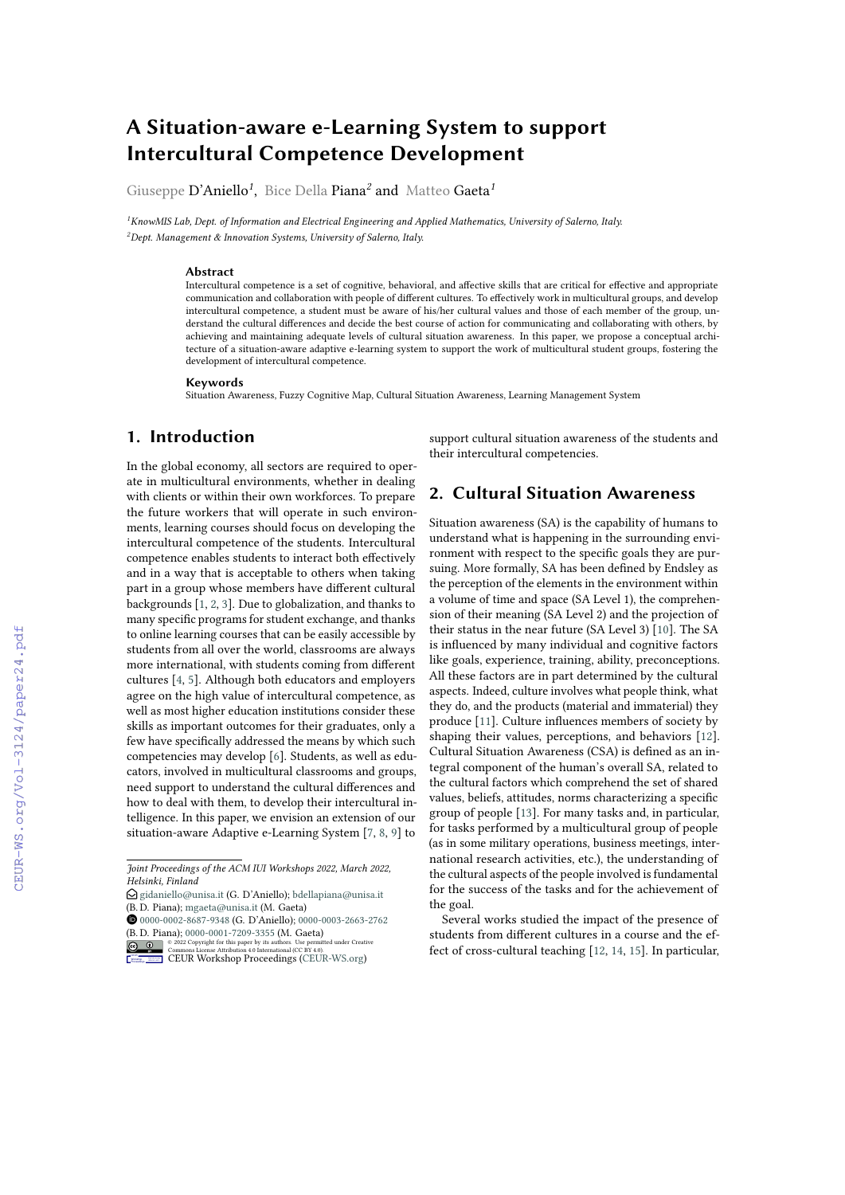# A Situation-aware e-Learning System to support Intercultural Competence Development

Giuseppe D'Aniello[1], Bice Della Piana[2] and Matteo Gaeta[1]

[1]KnowMIS Lab, Dept. of Information and Electrical Engineering and Applied Mathematics, University of Salerno, Italy.
[2]Dept. Management & Innovation Systems, University of Salerno, Italy.

### Abstract

Intercultural competence is a set of cognitive, behavioral, and affective skills that are critical for effective and appropriate communication and collaboration with people of different cultures. To effectively work in multicultural groups, and develop intercultural competence, a student must be aware of his/her cultural values and those of each member of the group, understand the cultural differences and decide the best course of action for communicating and collaborating with others, by achieving and maintaining adequate levels of cultural situation awareness. In this paper, we propose a conceptual architecture of a situation-aware adaptive e-learning system to support the work of multicultural student groups, fostering the development of intercultural competence.

### Keywords

Situation Awareness, Fuzzy Cognitive Map, Cultural Situation Awareness, Learning Management System

## 1. Introduction

In the global economy, all sectors are required to operate in multicultural environments, whether in dealing with clients or within their own workforces. To prepare the future workers that will operate in such environments, learning courses should focus on developing the intercultural competence of the students. Intercultural competence enables students to interact both effectively and in a way that is acceptable to others when taking part in a group whose members have different cultural backgrounds [1, 2, 3]. Due to globalization, and thanks to many specific programs for student exchange, and thanks to online learning courses that can be easily accessible by students from all over the world, classrooms are always more international, with students coming from different cultures [4, 5]. Although both educators and employers agree on the high value of intercultural competence, as well as most higher education institutions consider these skills as important outcomes for their graduates, only a few have specifically addressed the means by which such competencies may develop [6]. Students, as well as educators, involved in multicultural classrooms and groups, need support to understand the cultural differences and how to deal with them, to develop their intercultural intelligence. In this paper, we envision an extension of our situation-aware Adaptive e-Learning System [7, 8, 9] to support cultural situation awareness of the students and their intercultural competencies.

## 2. Cultural Situation Awareness

Situation awareness (SA) is the capability of humans to understand what is happening in the surrounding environment with respect to the specific goals they are pursuing. More formally, SA has been defined by Endsley as the perception of the elements in the environment within a volume of time and space (SA Level 1), the comprehension of their meaning (SA Level 2) and the projection of their status in the near future (SA Level 3) [10]. The SA is influenced by many individual and cognitive factors like goals, experience, training, ability, preconceptions. All these factors are in part determined by the cultural aspects. Indeed, culture involves what people think, what they do, and the products (material and immaterial) they produce [11]. Culture influences members of society by shaping their values, perceptions, and behaviors [12]. Cultural Situation Awareness (CSA) is defined as an integral component of the human's overall SA, related to the cultural factors which comprehend the set of shared values, beliefs, attitudes, norms characterizing a specific group of people [13]. For many tasks and, in particular, for tasks performed by a multicultural group of people (as in some military operations, business meetings, international research activities, etc.), the understanding of the cultural aspects of the people involved is fundamental for the success of the tasks and for the achievement of the goal.

Several works studied the impact of the presence of students from different cultures in a course and the effect of cross-cultural teaching [12, 14, 15]. In particular,

---

*Joint Proceedings of the ACM IUI Workshops 2022, March 2022, Helsinki, Finland*

gidaniello@unisa.it (G. D'Aniello); bdellapiana@unisa.it (B. D. Piana); mgaeta@unisa.it (M. Gaeta)

0000-0002-8687-9348 (G. D'Aniello); 0000-0003-2663-2762 (B. D. Piana); 0000-0001-7209-3355 (M. Gaeta)

© 2022 Copyright for this paper by its authors. Use permitted under Creative Commons License Attribution 4.0 International (CC BY 4.0).

CEUR Workshop Proceedings (CEUR-WS.org)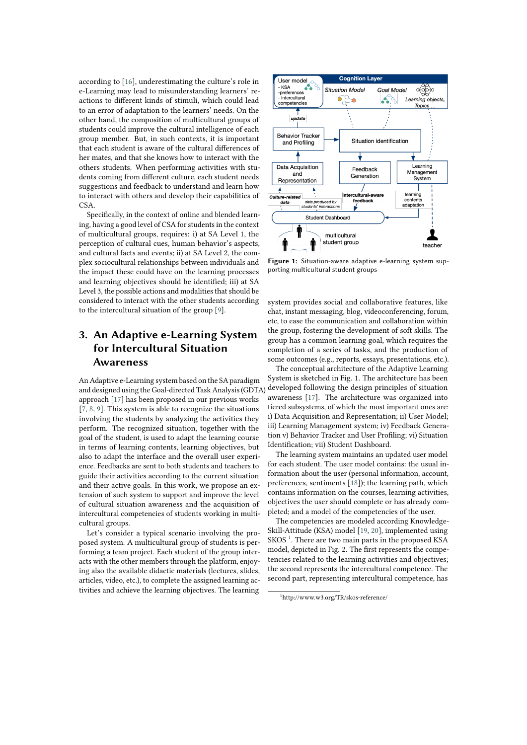according to [16], underestimating the culture's role in e-Learning may lead to misunderstanding learners' reactions to different kinds of stimuli, which could lead to an error of adaptation to the learners' needs. On the other hand, the composition of multicultural groups of students could improve the cultural intelligence of each group member. But, in such contexts, it is important that each student is aware of the cultural differences of her mates, and that she knows how to interact with the others students. When performing activities with students coming from different culture, each student needs suggestions and feedback to understand and learn how to interact with others and develop their capabilities of CSA.

Specifically, in the context of online and blended learning, having a good level of CSA for students in the context of multicultural groups, requires: i) at SA Level 1, the perception of cultural cues, human behavior's aspects, and cultural facts and events; ii) at SA Level 2, the complex sociocultural relationships between individuals and the impact these could have on the learning processes and learning objectives should be identified; iii) at SA Level 3, the possible actions and modalities that should be considered to interact with the other students according to the intercultural situation of the group [9].

## 3. An Adaptive e-Learning System for Intercultural Situation Awareness

An Adaptive e-Learning system based on the SA paradigm and designed using the Goal-directed Task Analysis (GDTA) approach [17] has been proposed in our previous works [7, 8, 9]. This system is able to recognize the situations involving the students by analyzing the activities they perform. The recognized situation, together with the goal of the student, is used to adapt the learning course in terms of learning contents, learning objectives, but also to adapt the interface and the overall user experience. Feedbacks are sent to both students and teachers to guide their activities according to the current situation and their active goals. In this work, we propose an extension of such system to support and improve the level of cultural situation awareness and the acquisition of intercultural competencies of students working in multicultural groups.

Let's consider a typical scenario involving the proposed system. A multicultural group of students is performing a team project. Each student of the group interacts with the other members through the platform, enjoying also the available didactic materials (lectures, slides, articles, video, etc.), to complete the assigned learning activities and achieve the learning objectives. The learning system provides social and collaborative features, like chat, instant messaging, blog, videoconferencing, forum, etc, to ease the communication and collaboration within the group, fostering the development of soft skills. The group has a common learning goal, which requires the completion of a series of tasks, and the production of some outcomes (e.g., reports, essays, presentations, etc.).

Figure 1: Situation-aware adaptive e-learning system supporting multicultural student groups

The conceptual architecture of the Adaptive Learning System is sketched in Fig. 1. The architecture has been developed following the design principles of situation awareness [17]. The architecture was organized into tiered subsystems, of which the most important ones are: i) Data Acquisition and Representation; ii) User Model; iii) Learning Management system; iv) Feedback Generation v) Behavior Tracker and User Profiling; vi) Situation Identification; vii) Student Dashboard.

The learning system maintains an updated user model for each student. The user model contains: the usual information about the user (personal information, account, preferences, sentiments [18]); the learning path, which contains information on the courses, learning activities, objectives the user should complete or has already completed; and a model of the competencies of the user.

The competencies are modeled according Knowledge-Skill-Attitude (KSA) model [19, 20], implemented using SKOS [1]. There are two main parts in the proposed KSA model, depicted in Fig. 2. The first represents the competencies related to the learning activities and objectives; the second represents the intercultural competence. The second part, representing intercultural competence, has

[1] http://www.w3.org/TR/skos-reference/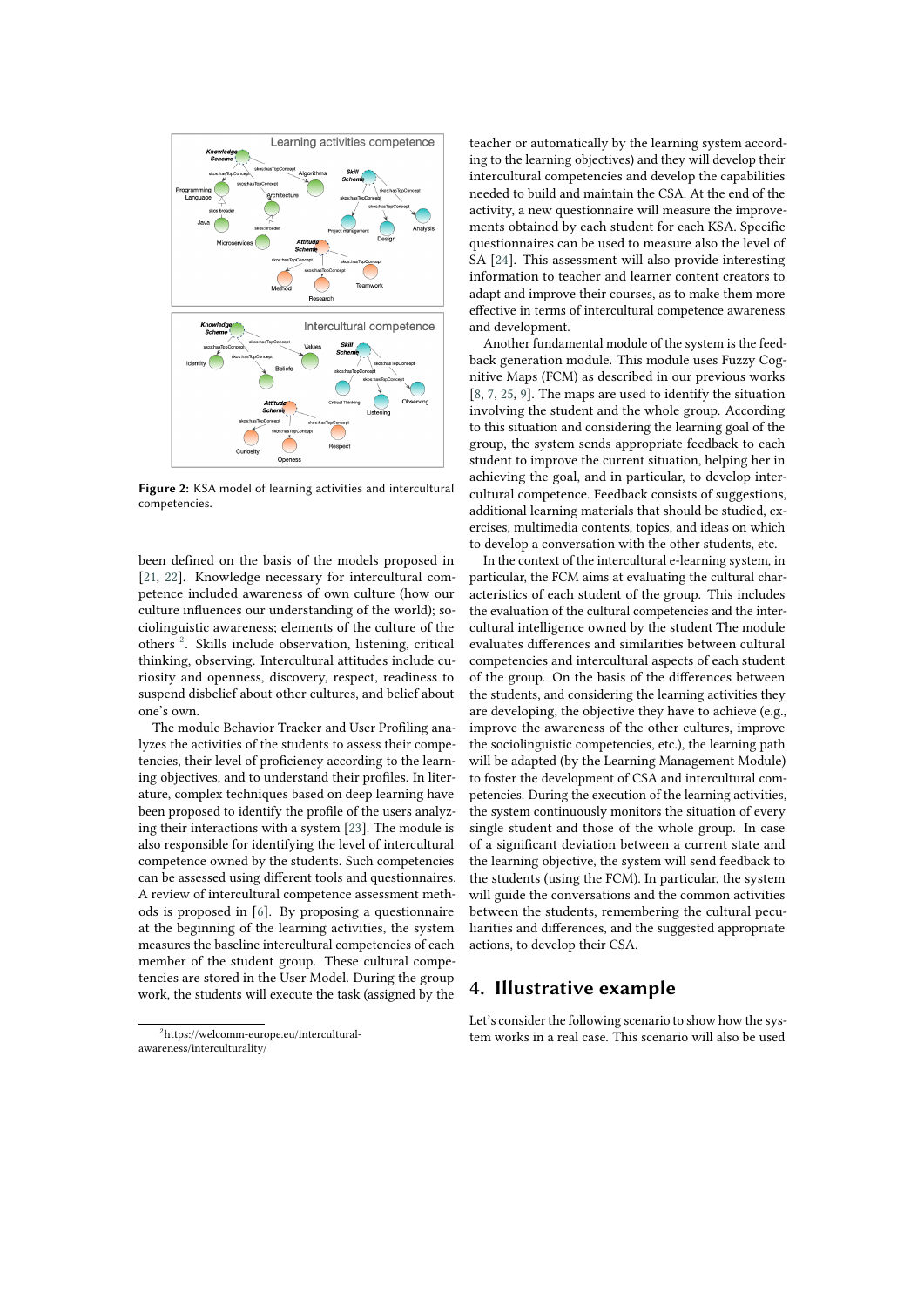Figure 2: KSA model of learning activities and intercultural competencies.

been defined on the basis of the models proposed in [21, 22]. Knowledge necessary for intercultural competence included awareness of own culture (how our culture influences our understanding of the world); sociolinguistic awareness; elements of the culture of the others [2]. Skills include observation, listening, critical thinking, observing. Intercultural attitudes include curiosity and openness, discovery, respect, readiness to suspend disbelief about other cultures, and belief about one's own.

The module Behavior Tracker and User Profiling analyzes the activities of the students to assess their competencies, their level of proficiency according to the learning objectives, and to understand their profiles. In literature, complex techniques based on deep learning have been proposed to identify the profile of the users analyzing their interactions with a system [23]. The module is also responsible for identifying the level of intercultural competence owned by the students. Such competencies can be assessed using different tools and questionnaires. A review of intercultural competence assessment methods is proposed in [6]. By proposing a questionnaire at the beginning of the learning activities, the system measures the baseline intercultural competencies of each member of the student group. These cultural competencies are stored in the User Model. During the group work, the students will execute the task (assigned by the teacher or automatically by the learning system according to the learning objectives) and they will develop their intercultural competencies and develop the capabilities needed to build and maintain the CSA. At the end of the activity, a new questionnaire will measure the improvements obtained by each student for each KSA. Specific questionnaires can be used to measure also the level of SA [24]. This assessment will also provide interesting information to teacher and learner content creators to adapt and improve their courses, as to make them more effective in terms of intercultural competence awareness and development.

Another fundamental module of the system is the feedback generation module. This module uses Fuzzy Cognitive Maps (FCM) as described in our previous works [8, 7, 25, 9]. The maps are used to identify the situation involving the student and the whole group. According to this situation and considering the learning goal of the group, the system sends appropriate feedback to each student to improve the current situation, helping her in achieving the goal, and in particular, to develop intercultural competence. Feedback consists of suggestions, additional learning materials that should be studied, exercises, multimedia contents, topics, and ideas on which to develop a conversation with the other students, etc.

In the context of the intercultural e-learning system, in particular, the FCM aims at evaluating the cultural characteristics of each student of the group. This includes the evaluation of the cultural competencies and the intercultural intelligence owned by the student The module evaluates differences and similarities between cultural competencies and intercultural aspects of each student of the group. On the basis of the differences between the students, and considering the learning activities they are developing, the objective they have to achieve (e.g., improve the awareness of the other cultures, improve the sociolinguistic competencies, etc.), the learning path will be adapted (by the Learning Management Module) to foster the development of CSA and intercultural competencies. During the execution of the learning activities, the system continuously monitors the situation of every single student and those of the whole group. In case of a significant deviation between a current state and the learning objective, the system will send feedback to the students (using the FCM). In particular, the system will guide the conversations and the common activities between the students, remembering the cultural peculiarities and differences, and the suggested appropriate actions, to develop their CSA.

## 4. Illustrative example

Let's consider the following scenario to show how the system works in a real case. This scenario will also be used

[2] https://welcomm-europe.eu/intercultural-awareness/interculturality/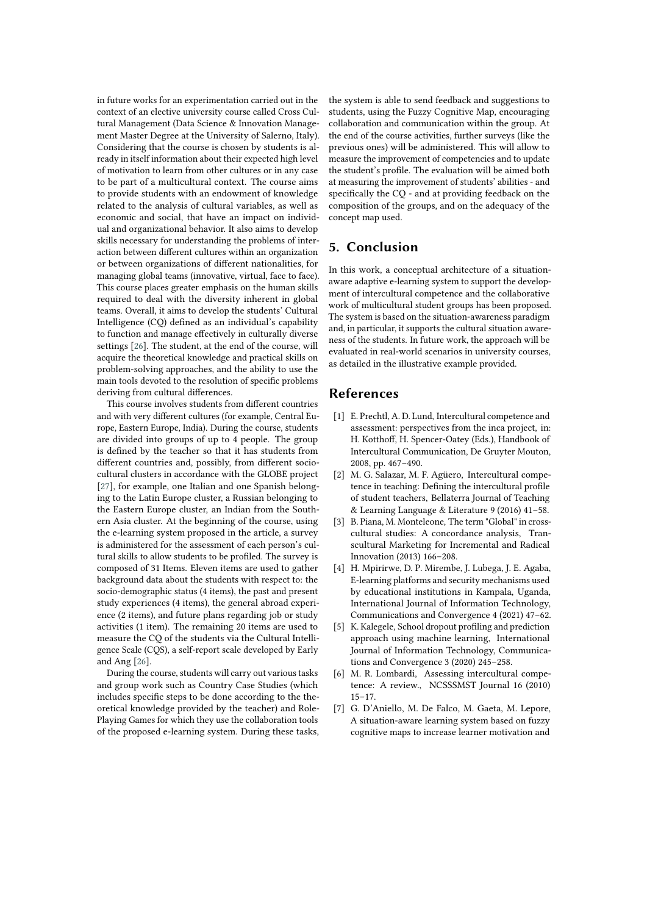in future works for an experimentation carried out in the context of an elective university course called Cross Cultural Management (Data Science & Innovation Management Master Degree at the University of Salerno, Italy). Considering that the course is chosen by students is already in itself information about their expected high level of motivation to learn from other cultures or in any case to be part of a multicultural context. The course aims to provide students with an endowment of knowledge related to the analysis of cultural variables, as well as economic and social, that have an impact on individual and organizational behavior. It also aims to develop skills necessary for understanding the problems of interaction between different cultures within an organization or between organizations of different nationalities, for managing global teams (innovative, virtual, face to face). This course places greater emphasis on the human skills required to deal with the diversity inherent in global teams. Overall, it aims to develop the students' Cultural Intelligence (CQ) defined as an individual's capability to function and manage effectively in culturally diverse settings [26]. The student, at the end of the course, will acquire the theoretical knowledge and practical skills on problem-solving approaches, and the ability to use the main tools devoted to the resolution of specific problems deriving from cultural differences.

This course involves students from different countries and with very different cultures (for example, Central Europe, Eastern Europe, India). During the course, students are divided into groups of up to 4 people. The group is defined by the teacher so that it has students from different countries and, possibly, from different socio-cultural clusters in accordance with the GLOBE project [27], for example, one Italian and one Spanish belonging to the Latin Europe cluster, a Russian belonging to the Eastern Europe cluster, an Indian from the Southern Asia cluster. At the beginning of the course, using the e-learning system proposed in the article, a survey is administered for the assessment of each person's cultural skills to allow students to be profiled. The survey is composed of 31 Items. Eleven items are used to gather background data about the students with respect to: the socio-demographic status (4 items), the past and present study experiences (4 items), the general abroad experience (2 items), and future plans regarding job or study activities (1 item). The remaining 20 items are used to measure the CQ of the students via the Cultural Intelligence Scale (CQS), a self-report scale developed by Early and Ang [26].

During the course, students will carry out various tasks and group work such as Country Case Studies (which includes specific steps to be done according to the theoretical knowledge provided by the teacher) and Role-Playing Games for which they use the collaboration tools of the proposed e-learning system. During these tasks, the system is able to send feedback and suggestions to students, using the Fuzzy Cognitive Map, encouraging collaboration and communication within the group. At the end of the course activities, further surveys (like the previous ones) will be administered. This will allow us to measure the improvement of competencies and to update the student's profile. The evaluation will be aimed both at measuring the improvement of students' abilities - and specifically the CQ - and at providing feedback on the composition of the groups, and on the adequacy of the concept map used.

## 5. Conclusion

In this work, a conceptual architecture of a situation-aware adaptive e-learning system to support the development of intercultural competence and the collaborative work of multicultural student groups has been proposed. The system is based on the situation-awareness paradigm and, in particular, it supports the cultural situation awareness of the students. In future work, the approach will be evaluated in real-world scenarios in university courses, as detailed in the illustrative example provided.

## References

[1] E. Prechtl, A. D. Lund, Intercultural competence and assessment: perspectives from the inca project, in: H. Kotthoff, H. Spencer-Oatey (Eds.), Handbook of Intercultural Communication, De Gruyter Mouton, 2008, pp. 467–490.

[2] M. G. Salazar, M. F. Agüero, Intercultural competence in teaching: Defining the intercultural profile of student teachers, Bellaterra Journal of Teaching & Learning Language & Literature 9 (2016) 41–58.

[3] B. Piana, M. Monteleone, The term "Global" in cross-cultural studies: A concordance analysis, Transcultural Marketing for Incremental and Radical Innovation (2013) 166–208.

[4] H. Mpirirwe, D. P. Mirembe, J. Lubega, J. E. Agaba, E-learning platforms and security mechanisms used by educational institutions in Kampala, Uganda, International Journal of Information Technology, Communications and Convergence 4 (2021) 47–62.

[5] K. Kalegele, School dropout profiling and prediction approach using machine learning, International Journal of Information Technology, Communications and Convergence 3 (2020) 245–258.

[6] M. R. Lombardi, Assessing intercultural competence: A review., NCSSSMST Journal 16 (2010) 15–17.

[7] G. D'Aniello, M. De Falco, M. Gaeta, M. Lepore, A situation-aware learning system based on fuzzy cognitive maps to increase learner motivation and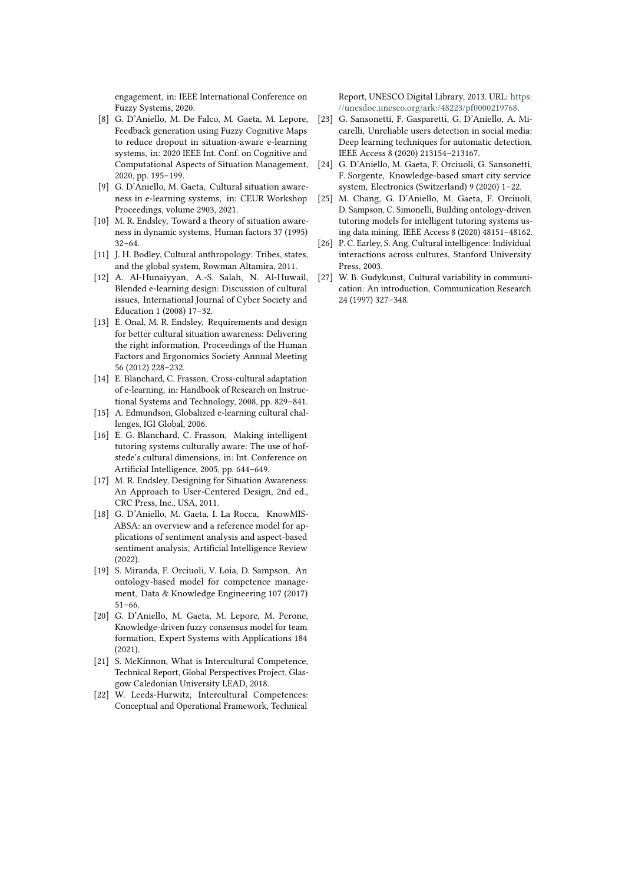engagement, in: IEEE International Conference on Fuzzy Systems, 2020.

[8] G. D'Aniello, M. De Falco, M. Gaeta, M. Lepore, Feedback generation using Fuzzy Cognitive Maps to reduce dropout in situation-aware e-learning systems, in: 2020 IEEE Int. Conf. on Cognitive and Computational Aspects of Situation Management, 2020, pp. 195–199.

[9] G. D'Aniello, M. Gaeta, Cultural situation awareness in e-learning systems, in: CEUR Workshop Proceedings, volume 2903, 2021.

[10] M. R. Endsley, Toward a theory of situation awareness in dynamic systems, Human factors 37 (1995) 32–64.

[11] J. H. Bodley, Cultural anthropology: Tribes, states, and the global system, Rowman Altamira, 2011.

[12] A. Al-Hunaiyyan, A.-S. Salah, N. Al-Huwail, Blended e-learning design: Discussion of cultural issues, International Journal of Cyber Society and Education 1 (2008) 17–32.

[13] E. Onal, M. R. Endsley, Requirements and design for better cultural situation awareness: Delivering the right information, Proceedings of the Human Factors and Ergonomics Society Annual Meeting 56 (2012) 228–232.

[14] E. Blanchard, C. Frasson, Cross-cultural adaptation of e-learning, in: Handbook of Research on Instructional Systems and Technology, 2008, pp. 829–841.

[15] A. Edmundson, Globalized e-learning cultural challenges, IGI Global, 2006.

[16] E. G. Blanchard, C. Frasson, Making intelligent tutoring systems culturally aware: The use of hofstede's cultural dimensions, in: Int. Conference on Artificial Intelligence, 2005, pp. 644–649.

[17] M. R. Endsley, Designing for Situation Awareness: An Approach to User-Centered Design, 2nd ed., CRC Press, Inc., USA, 2011.

[18] G. D'Aniello, M. Gaeta, I. La Rocca, KnowMIS-ABSA: an overview and a reference model for applications of sentiment analysis and aspect-based sentiment analysis, Artificial Intelligence Review (2022).

[19] S. Miranda, F. Orciuoli, V. Loia, D. Sampson, An ontology-based model for competence management, Data & Knowledge Engineering 107 (2017) 51–66.

[20] G. D'Aniello, M. Gaeta, M. Lepore, M. Perone, Knowledge-driven fuzzy consensus model for team formation, Expert Systems with Applications 184 (2021).

[21] S. McKinnon, What is Intercultural Competence, Technical Report, Global Perspectives Project, Glasgow Caledonian University LEAD, 2018.

[22] W. Leeds-Hurwitz, Intercultural Competences: Conceptual and Operational Framework, Technical Report, UNESCO Digital Library, 2013. URL: https://unesdoc.unesco.org/ark:/48223/pf0000219768.

[23] G. Sansonetti, F. Gasparetti, G. D'Aniello, A. Micarelli, Unreliable users detection in social media: Deep learning techniques for automatic detection, IEEE Access 8 (2020) 213154–213167.

[24] G. D'Aniello, M. Gaeta, F. Orciuoli, G. Sansonetti, F. Sorgente, Knowledge-based smart city service system, Electronics (Switzerland) 9 (2020) 1–22.

[25] M. Chang, G. D'Aniello, M. Gaeta, F. Orciuoli, D. Sampson, C. Simonelli, Building ontology-driven tutoring models for intelligent tutoring systems using data mining, IEEE Access 8 (2020) 48151–48162.

[26] P. C. Earley, S. Ang, Cultural intelligence: Individual interactions across cultures, Stanford University Press, 2003.

[27] W. B. Gudykunst, Cultural variability in communication: An introduction, Communication Research 24 (1997) 327–348.